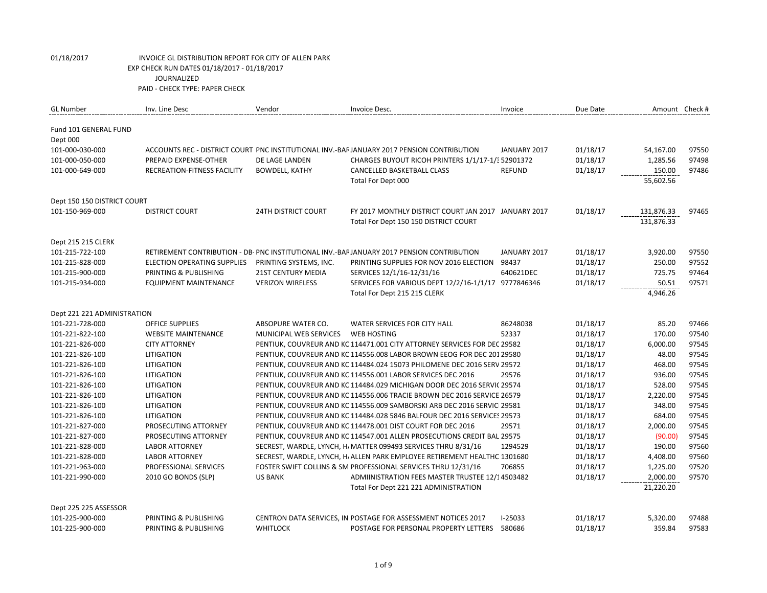01/18/2017 INVOICE GL DISTRIBUTION REPORT FOR CITY OF ALLEN PARK

EXP CHECK RUN DATES 01/18/2017 - 01/18/2017

JOURNALIZED

PAID - CHECK TYPE: PAPER CHECK

| GL Number | Inv. Line Desc | Vendor | Invoice Desc. | Invoice | Due Date | Amount | Check # |
|---|---|---|---|---|---|---|---|
| Fund 101 GENERAL FUND | | | | | | | |
| Dept 000 | | | | | | | |
| 101-000-030-000 | ACCOUNTS REC - DISTRICT COURT | PNC INSTITUTIONAL INV.-BAF | JANUARY 2017 PENSION CONTRIBUTION | JANUARY 2017 | 01/18/17 | 54,167.00 | 97550 |
| 101-000-050-000 | PREPAID EXPENSE-OTHER | DE LAGE LANDEN | CHARGES BUYOUT RICOH PRINTERS 1/1/17-1/3 | 52901372 | 01/18/17 | 1,285.56 | 97498 |
| 101-000-649-000 | RECREATION-FITNESS FACILITY | BOWDELL, KATHY | CANCELLED BASKETBALL CLASS | REFUND | 01/18/17 | 150.00 | 97486 |
| | | | Total For Dept 000 | | | 55,602.56 | |
| Dept 150 150 DISTRICT COURT | | | | | | | |
| 101-150-969-000 | DISTRICT COURT | 24TH DISTRICT COURT | FY 2017 MONTHLY DISTRICT COURT JAN 2017 | JANUARY 2017 | 01/18/17 | 131,876.33 | 97465 |
| | | | Total For Dept 150 150 DISTRICT COURT | | | 131,876.33 | |
| Dept 215 215 CLERK | | | | | | | |
| 101-215-722-100 | RETIREMENT CONTRIBUTION - DB- | PNC INSTITUTIONAL INV.-BAF | JANUARY 2017 PENSION CONTRIBUTION | JANUARY 2017 | 01/18/17 | 3,920.00 | 97550 |
| 101-215-828-000 | ELECTION OPERATING SUPPLIES | PRINTING SYSTEMS, INC. | PRINTING SUPPLIES FOR NOV 2016 ELECTION | 98437 | 01/18/17 | 250.00 | 97552 |
| 101-215-900-000 | PRINTING & PUBLISHING | 21ST CENTURY MEDIA | SERVICES 12/1/16-12/31/16 | 640621DEC | 01/18/17 | 725.75 | 97464 |
| 101-215-934-000 | EQUIPMENT MAINTENANCE | VERIZON WIRELESS | SERVICES FOR VARIOUS DEPT 12/2/16-1/1/17 | 9777846346 | 01/18/17 | 50.51 | 97571 |
| | | | Total For Dept 215 215 CLERK | | | 4,946.26 | |
| Dept 221 221 ADMINISTRATION | | | | | | | |
| 101-221-728-000 | OFFICE SUPPLIES | ABSOPURE WATER CO. | WATER SERVICES FOR CITY HALL | 86248038 | 01/18/17 | 85.20 | 97466 |
| 101-221-822-100 | WEBSITE MAINTENANCE | MUNICIPAL WEB SERVICES | WEB HOSTING | 52337 | 01/18/17 | 170.00 | 97540 |
| 101-221-826-000 | CITY ATTORNEY | PENTIUK, COUVREUR AND KC | 114471.001 CITY ATTORNEY SERVICES FOR DEC | 29582 | 01/18/17 | 6,000.00 | 97545 |
| 101-221-826-100 | LITIGATION | PENTIUK, COUVREUR AND KC | 114556.008 LABOR BROWN EEOG FOR DEC 201 | 29580 | 01/18/17 | 48.00 | 97545 |
| 101-221-826-100 | LITIGATION | PENTIUK, COUVREUR AND KC | 114484.024 15073 PHILOMENE DEC 2016 SERV | 29572 | 01/18/17 | 468.00 | 97545 |
| 101-221-826-100 | LITIGATION | PENTIUK, COUVREUR AND KC | 114556.001 LABOR SERVICES DEC 2016 | 29576 | 01/18/17 | 936.00 | 97545 |
| 101-221-826-100 | LITIGATION | PENTIUK, COUVREUR AND KC | 114484.029 MICHIGAN DOOR DEC 2016 SERVIC | 29574 | 01/18/17 | 528.00 | 97545 |
| 101-221-826-100 | LITIGATION | PENTIUK, COUVREUR AND KC | 114556.006 TRACIE BROWN DEC 2016 SERVICE | 26579 | 01/18/17 | 2,220.00 | 97545 |
| 101-221-826-100 | LITIGATION | PENTIUK, COUVREUR AND KC | 114556.009 SAMBORSKI ARB DEC 2016 SERVIC | 29581 | 01/18/17 | 348.00 | 97545 |
| 101-221-826-100 | LITIGATION | PENTIUK, COUVREUR AND KC | 114484.028 5846 BALFOUR DEC 2016 SERVICES | 29573 | 01/18/17 | 684.00 | 97545 |
| 101-221-827-000 | PROSECUTING ATTORNEY | PENTIUK, COUVREUR AND KC | 114478.001 DIST COURT FOR DEC 2016 | 29571 | 01/18/17 | 2,000.00 | 97545 |
| 101-221-827-000 | PROSECUTING ATTORNEY | PENTIUK, COUVREUR AND KC | 114547.001 ALLEN PROSECUTIONS CREDIT BAL | 29575 | 01/18/17 | (90.00) | 97545 |
| 101-221-828-000 | LABOR ATTORNEY | SECREST, WARDLE, LYNCH, H | MATTER 099493 SERVICES THRU 8/31/16 | 1294529 | 01/18/17 | 190.00 | 97560 |
| 101-221-828-000 | LABOR ATTORNEY | SECREST, WARDLE, LYNCH, H | ALLEN PARK EMPLOYEE RETIREMENT HEALTHC | 1301680 | 01/18/17 | 4,408.00 | 97560 |
| 101-221-963-000 | PROFESSIONAL SERVICES | FOSTER SWIFT COLLINS & SM | PROFESSIONAL SERVICES THRU 12/31/16 | 706855 | 01/18/17 | 1,225.00 | 97520 |
| 101-221-990-000 | 2010 GO BONDS (SLP) | US BANK | ADMIINISTRATION FEES MASTER TRUSTEE 12/1 | 4503482 | 01/18/17 | 2,000.00 | 97570 |
| | | | Total For Dept 221 221 ADMINISTRATION | | | 21,220.20 | |
| Dept 225 225 ASSESSOR | | | | | | | |
| 101-225-900-000 | PRINTING & PUBLISHING | CENTRON DATA SERVICES, IN | POSTAGE FOR ASSESSMENT NOTICES 2017 | I-25033 | 01/18/17 | 5,320.00 | 97488 |
| 101-225-900-000 | PRINTING & PUBLISHING | WHITLOCK | POSTAGE FOR PERSONAL PROPERTY LETTERS | 580686 | 01/18/17 | 359.84 | 97583 |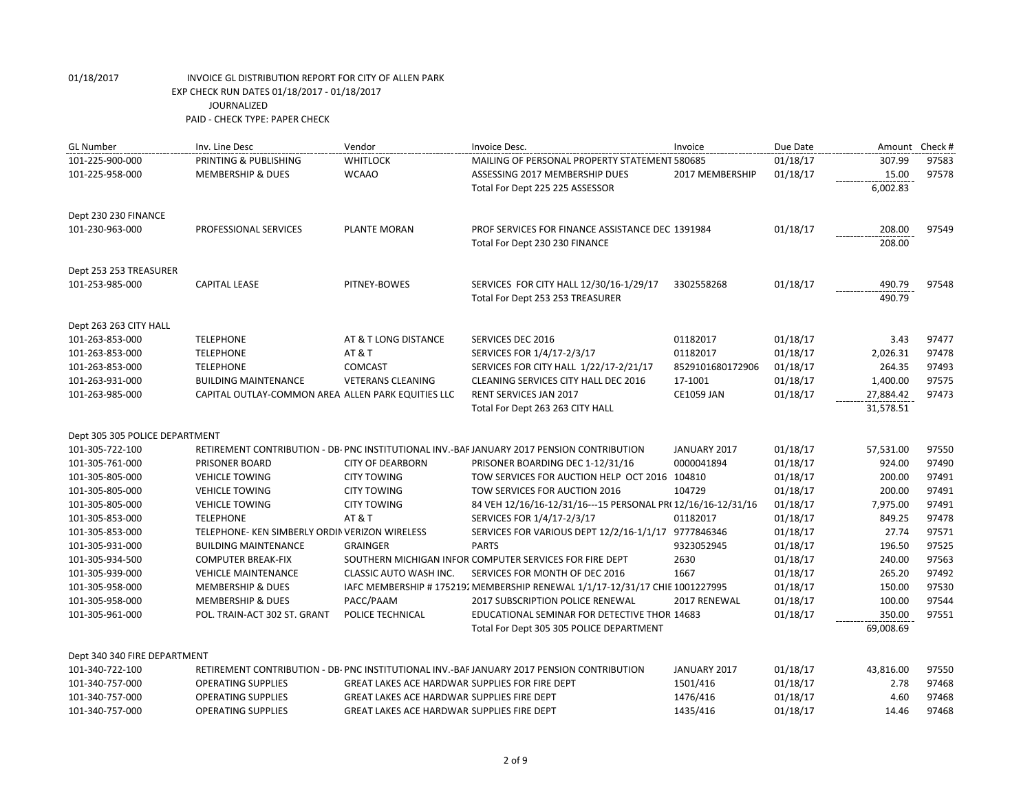01/18/2017 INVOICE GL DISTRIBUTION REPORT FOR CITY OF ALLEN PARK
EXP CHECK RUN DATES 01/18/2017 - 01/18/2017
JOURNALIZED
PAID - CHECK TYPE: PAPER CHECK

| GL Number | Inv. Line Desc | Vendor | Invoice Desc. | Invoice | Due Date | Amount | Check # |
|---|---|---|---|---|---|---|---|
| 101-225-900-000 | PRINTING & PUBLISHING | WHITLOCK | MAILING OF PERSONAL PROPERTY STATEMENT | 580685 | 01/18/17 | 307.99 | 97583 |
| 101-225-958-000 | MEMBERSHIP & DUES | WCAAO | ASSESSING 2017 MEMBERSHIP DUES | 2017 MEMBERSHIP | 01/18/17 | 15.00 | 97578 |
| | | | Total For Dept 225 225 ASSESSOR | | | 6,002.83 | |
| Dept 230 230 FINANCE | | | | | | | |
| 101-230-963-000 | PROFESSIONAL SERVICES | PLANTE MORAN | PROF SERVICES FOR FINANCE ASSISTANCE DEC | 1391984 | 01/18/17 | 208.00 | 97549 |
| | | | Total For Dept 230 230 FINANCE | | | 208.00 | |
| Dept 253 253 TREASURER | | | | | | | |
| 101-253-985-000 | CAPITAL LEASE | PITNEY-BOWES | SERVICES FOR CITY HALL 12/30/16-1/29/17 | 3302558268 | 01/18/17 | 490.79 | 97548 |
| | | | Total For Dept 253 253 TREASURER | | | 490.79 | |
| Dept 263 263 CITY HALL | | | | | | | |
| 101-263-853-000 | TELEPHONE | AT & T LONG DISTANCE | SERVICES DEC 2016 | 01182017 | 01/18/17 | 3.43 | 97477 |
| 101-263-853-000 | TELEPHONE | AT & T | SERVICES FOR 1/4/17-2/3/17 | 01182017 | 01/18/17 | 2,026.31 | 97478 |
| 101-263-853-000 | TELEPHONE | COMCAST | SERVICES FOR CITY HALL 1/22/17-2/21/17 | 8529101680172906 | 01/18/17 | 264.35 | 97493 |
| 101-263-931-000 | BUILDING MAINTENANCE | VETERANS CLEANING | CLEANING SERVICES CITY HALL DEC 2016 | 17-1001 | 01/18/17 | 1,400.00 | 97575 |
| 101-263-985-000 | CAPITAL OUTLAY-COMMON AREA | ALLEN PARK EQUITIES LLC | RENT SERVICES JAN 2017 | CE1059 JAN | 01/18/17 | 27,884.42 | 97473 |
| | | | Total For Dept 263 263 CITY HALL | | | 31,578.51 | |
| Dept 305 305 POLICE DEPARTMENT | | | | | | | |
| 101-305-722-100 | RETIREMENT CONTRIBUTION - DB- | PNC INSTITUTIONAL INV.-BAF | JANUARY 2017 PENSION CONTRIBUTION | JANUARY 2017 | 01/18/17 | 57,531.00 | 97550 |
| 101-305-761-000 | PRISONER BOARD | CITY OF DEARBORN | PRISONER BOARDING DEC 1-12/31/16 | 0000041894 | 01/18/17 | 924.00 | 97490 |
| 101-305-805-000 | VEHICLE TOWING | CITY TOWING | TOW SERVICES FOR AUCTION HELP OCT 2016 | 104810 | 01/18/17 | 200.00 | 97491 |
| 101-305-805-000 | VEHICLE TOWING | CITY TOWING | TOW SERVICES FOR AUCTION 2016 | 104729 | 01/18/17 | 200.00 | 97491 |
| 101-305-805-000 | VEHICLE TOWING | CITY TOWING | 84 VEH 12/16/16-12/31/16---15 PERSONAL PR( | 12/16/16-12/31/16 | 01/18/17 | 7,975.00 | 97491 |
| 101-305-853-000 | TELEPHONE | AT & T | SERVICES FOR 1/4/17-2/3/17 | 01182017 | 01/18/17 | 849.25 | 97478 |
| 101-305-853-000 | TELEPHONE- KEN SIMBERLY ORDIN | VERIZON WIRELESS | SERVICES FOR VARIOUS DEPT 12/2/16-1/1/17 | 9777846346 | 01/18/17 | 27.74 | 97571 |
| 101-305-931-000 | BUILDING MAINTENANCE | GRAINGER | PARTS | 9323052945 | 01/18/17 | 196.50 | 97525 |
| 101-305-934-500 | COMPUTER BREAK-FIX | SOUTHERN MICHIGAN INFOR | COMPUTER SERVICES FOR FIRE DEPT | 2630 | 01/18/17 | 240.00 | 97563 |
| 101-305-939-000 | VEHICLE MAINTENANCE | CLASSIC AUTO WASH INC. | SERVICES FOR MONTH OF DEC 2016 | 1667 | 01/18/17 | 265.20 | 97492 |
| 101-305-958-000 | MEMBERSHIP & DUES | IAFC MEMBERSHIP # 175219: | MEMBERSHIP RENEWAL 1/1/17-12/31/17 CHIE | 1001227995 | 01/18/17 | 150.00 | 97530 |
| 101-305-958-000 | MEMBERSHIP & DUES | PACC/PAAM | 2017 SUBSCRIPTION POLICE RENEWAL | 2017 RENEWAL | 01/18/17 | 100.00 | 97544 |
| 101-305-961-000 | POL. TRAIN-ACT 302 ST. GRANT | POLICE TECHNICAL | EDUCATIONAL SEMINAR FOR DETECTIVE THOR | 14683 | 01/18/17 | 350.00 | 97551 |
| | | | Total For Dept 305 305 POLICE DEPARTMENT | | | 69,008.69 | |
| Dept 340 340 FIRE DEPARTMENT | | | | | | | |
| 101-340-722-100 | RETIREMENT CONTRIBUTION - DB- | PNC INSTITUTIONAL INV.-BAF | JANUARY 2017 PENSION CONTRIBUTION | JANUARY 2017 | 01/18/17 | 43,816.00 | 97550 |
| 101-340-757-000 | OPERATING SUPPLIES | GREAT LAKES ACE HARDWAR | SUPPLIES FOR FIRE DEPT | 1501/416 | 01/18/17 | 2.78 | 97468 |
| 101-340-757-000 | OPERATING SUPPLIES | GREAT LAKES ACE HARDWAR | SUPPLIES FIRE DEPT | 1476/416 | 01/18/17 | 4.60 | 97468 |
| 101-340-757-000 | OPERATING SUPPLIES | GREAT LAKES ACE HARDWAR | SUPPLIES FIRE DEPT | 1435/416 | 01/18/17 | 14.46 | 97468 |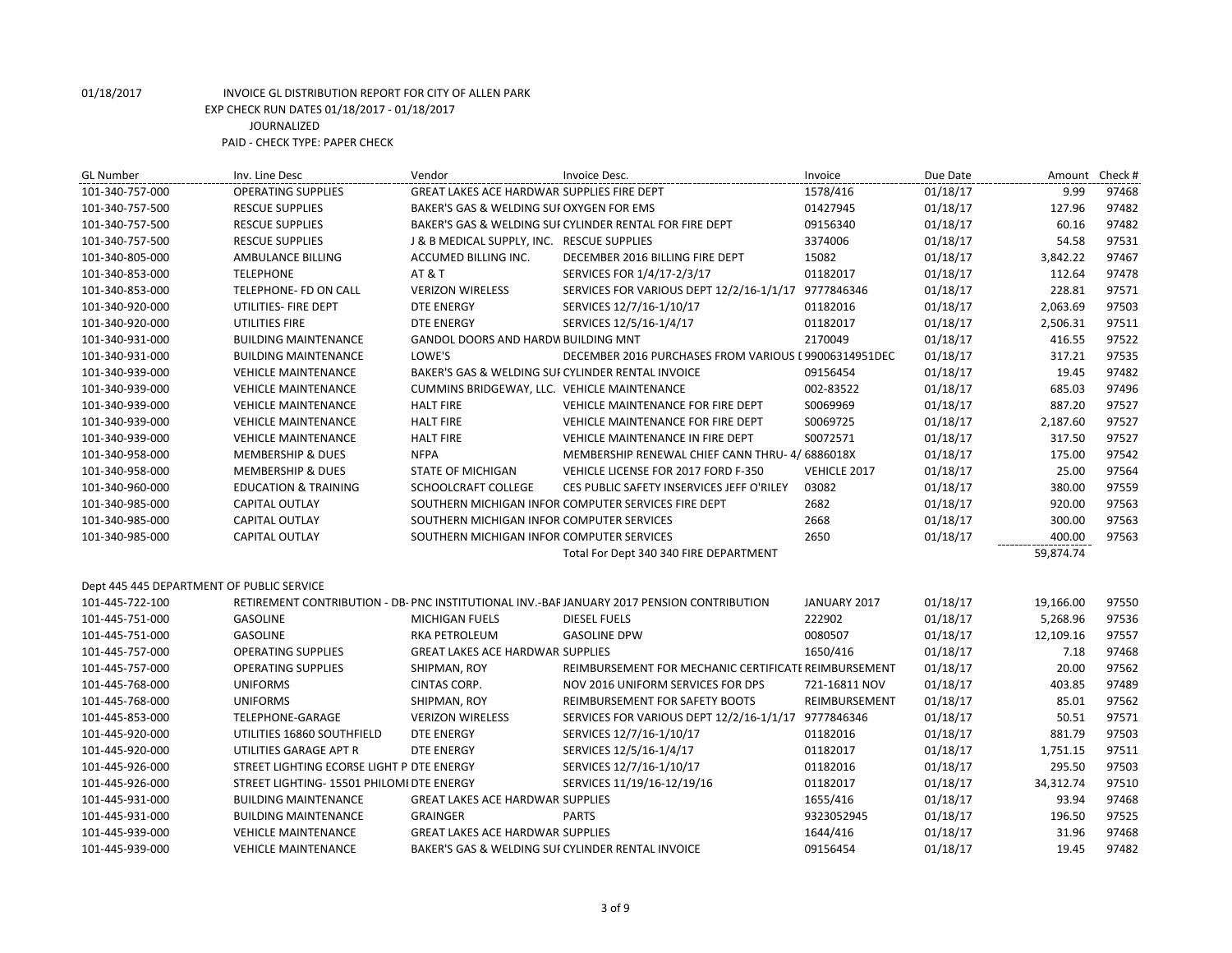01/18/2017 INVOICE GL DISTRIBUTION REPORT FOR CITY OF ALLEN PARK

EXP CHECK RUN DATES 01/18/2017 - 01/18/2017

JOURNALIZED

PAID - CHECK TYPE: PAPER CHECK

| GL Number | Inv. Line Desc | Vendor | Invoice Desc. | Invoice | Due Date | Amount | Check # |
|---|---|---|---|---|---|---|---|
| 101-340-757-000 | OPERATING SUPPLIES | GREAT LAKES ACE HARDWAR SUPPLIES FIRE DEPT | | 1578/416 | 01/18/17 | 9.99 | 97468 |
| 101-340-757-500 | RESCUE SUPPLIES | BAKER'S GAS & WELDING SUI OXYGEN FOR EMS | | 01427945 | 01/18/17 | 127.96 | 97482 |
| 101-340-757-500 | RESCUE SUPPLIES | BAKER'S GAS & WELDING SUI CYLINDER RENTAL FOR FIRE DEPT | | 09156340 | 01/18/17 | 60.16 | 97482 |
| 101-340-757-500 | RESCUE SUPPLIES | J & B MEDICAL SUPPLY, INC. | RESCUE SUPPLIES | 3374006 | 01/18/17 | 54.58 | 97531 |
| 101-340-805-000 | AMBULANCE BILLING | ACCUMED BILLING INC. | DECEMBER 2016 BILLING FIRE DEPT | 15082 | 01/18/17 | 3,842.22 | 97467 |
| 101-340-853-000 | TELEPHONE | AT & T | SERVICES FOR 1/4/17-2/3/17 | 01182017 | 01/18/17 | 112.64 | 97478 |
| 101-340-853-000 | TELEPHONE- FD ON CALL | VERIZON WIRELESS | SERVICES FOR VARIOUS DEPT 12/2/16-1/1/17 | 9777846346 | 01/18/17 | 228.81 | 97571 |
| 101-340-920-000 | UTILITIES- FIRE DEPT | DTE ENERGY | SERVICES 12/7/16-1/10/17 | 01182016 | 01/18/17 | 2,063.69 | 97503 |
| 101-340-920-000 | UTILITIES FIRE | DTE ENERGY | SERVICES 12/5/16-1/4/17 | 01182017 | 01/18/17 | 2,506.31 | 97511 |
| 101-340-931-000 | BUILDING MAINTENANCE | GANDOL DOORS AND HARDW BUILDING MNT | | 2170049 | 01/18/17 | 416.55 | 97522 |
| 101-340-931-000 | BUILDING MAINTENANCE | LOWE'S | DECEMBER 2016 PURCHASES FROM VARIOUS [ 99006314951DEC | | 01/18/17 | 317.21 | 97535 |
| 101-340-939-000 | VEHICLE MAINTENANCE | BAKER'S GAS & WELDING SUI CYLINDER RENTAL INVOICE | | 09156454 | 01/18/17 | 19.45 | 97482 |
| 101-340-939-000 | VEHICLE MAINTENANCE | CUMMINS BRIDGEWAY, LLC. | VEHICLE MAINTENANCE | 002-83522 | 01/18/17 | 685.03 | 97496 |
| 101-340-939-000 | VEHICLE MAINTENANCE | HALT FIRE | VEHICLE MAINTENANCE FOR FIRE DEPT | S0069969 | 01/18/17 | 887.20 | 97527 |
| 101-340-939-000 | VEHICLE MAINTENANCE | HALT FIRE | VEHICLE MAINTENANCE FOR FIRE DEPT | S0069725 | 01/18/17 | 2,187.60 | 97527 |
| 101-340-939-000 | VEHICLE MAINTENANCE | HALT FIRE | VEHICLE MAINTENANCE IN FIRE DEPT | S0072571 | 01/18/17 | 317.50 | 97527 |
| 101-340-958-000 | MEMBERSHIP & DUES | NFPA | MEMBERSHIP RENEWAL CHIEF CANN THRU- 4/ 6886018X | | 01/18/17 | 175.00 | 97542 |
| 101-340-958-000 | MEMBERSHIP & DUES | STATE OF MICHIGAN | VEHICLE LICENSE FOR 2017 FORD F-350 | VEHICLE 2017 | 01/18/17 | 25.00 | 97564 |
| 101-340-960-000 | EDUCATION & TRAINING | SCHOOLCRAFT COLLEGE | CES PUBLIC SAFETY INSERVICES JEFF O'RILEY | 03082 | 01/18/17 | 380.00 | 97559 |
| 101-340-985-000 | CAPITAL OUTLAY | SOUTHERN MICHIGAN INFOR COMPUTER SERVICES FIRE DEPT | | 2682 | 01/18/17 | 920.00 | 97563 |
| 101-340-985-000 | CAPITAL OUTLAY | SOUTHERN MICHIGAN INFOR COMPUTER SERVICES | | 2668 | 01/18/17 | 300.00 | 97563 |
| 101-340-985-000 | CAPITAL OUTLAY | SOUTHERN MICHIGAN INFOR COMPUTER SERVICES | | 2650 | 01/18/17 | 400.00 | 97563 |
| | | | Total For Dept 340 340 FIRE DEPARTMENT | | | 59,874.74 | |

Dept 445 445 DEPARTMENT OF PUBLIC SERVICE

| GL Number | Inv. Line Desc | Vendor | Invoice Desc. | Invoice | Due Date | Amount | Check # |
|---|---|---|---|---|---|---|---|
| 101-445-722-100 | RETIREMENT CONTRIBUTION - DB- | PNC INSTITUTIONAL INV.-BAF | JANUARY 2017 PENSION CONTRIBUTION | JANUARY 2017 | 01/18/17 | 19,166.00 | 97550 |
| 101-445-751-000 | GASOLINE | MICHIGAN FUELS | DIESEL FUELS | 222902 | 01/18/17 | 5,268.96 | 97536 |
| 101-445-751-000 | GASOLINE | RKA PETROLEUM | GASOLINE DPW | 0080507 | 01/18/17 | 12,109.16 | 97557 |
| 101-445-757-000 | OPERATING SUPPLIES | GREAT LAKES ACE HARDWAR SUPPLIES | | 1650/416 | 01/18/17 | 7.18 | 97468 |
| 101-445-757-000 | OPERATING SUPPLIES | SHIPMAN, ROY | REIMBURSEMENT FOR MECHANIC CERTIFICATE REIMBURSEMENT | | 01/18/17 | 20.00 | 97562 |
| 101-445-768-000 | UNIFORMS | CINTAS CORP. | NOV 2016 UNIFORM SERVICES FOR DPS | 721-16811 NOV | 01/18/17 | 403.85 | 97489 |
| 101-445-768-000 | UNIFORMS | SHIPMAN, ROY | REIMBURSEMENT FOR SAFETY BOOTS | REIMBURSEMENT | 01/18/17 | 85.01 | 97562 |
| 101-445-853-000 | TELEPHONE-GARAGE | VERIZON WIRELESS | SERVICES FOR VARIOUS DEPT 12/2/16-1/1/17 | 9777846346 | 01/18/17 | 50.51 | 97571 |
| 101-445-920-000 | UTILITIES 16860 SOUTHFIELD | DTE ENERGY | SERVICES 12/7/16-1/10/17 | 01182016 | 01/18/17 | 881.79 | 97503 |
| 101-445-920-000 | UTILITIES GARAGE APT R | DTE ENERGY | SERVICES 12/5/16-1/4/17 | 01182017 | 01/18/17 | 1,751.15 | 97511 |
| 101-445-926-000 | STREET LIGHTING ECORSE LIGHT P | DTE ENERGY | SERVICES 12/7/16-1/10/17 | 01182016 | 01/18/17 | 295.50 | 97503 |
| 101-445-926-000 | STREET LIGHTING- 15501 PHILOMI | DTE ENERGY | SERVICES 11/19/16-12/19/16 | 01182017 | 01/18/17 | 34,312.74 | 97510 |
| 101-445-931-000 | BUILDING MAINTENANCE | GREAT LAKES ACE HARDWAR SUPPLIES | | 1655/416 | 01/18/17 | 93.94 | 97468 |
| 101-445-931-000 | BUILDING MAINTENANCE | GRAINGER | PARTS | 9323052945 | 01/18/17 | 196.50 | 97525 |
| 101-445-939-000 | VEHICLE MAINTENANCE | GREAT LAKES ACE HARDWAR SUPPLIES | | 1644/416 | 01/18/17 | 31.96 | 97468 |
| 101-445-939-000 | VEHICLE MAINTENANCE | BAKER'S GAS & WELDING SUI CYLINDER RENTAL INVOICE | | 09156454 | 01/18/17 | 19.45 | 97482 |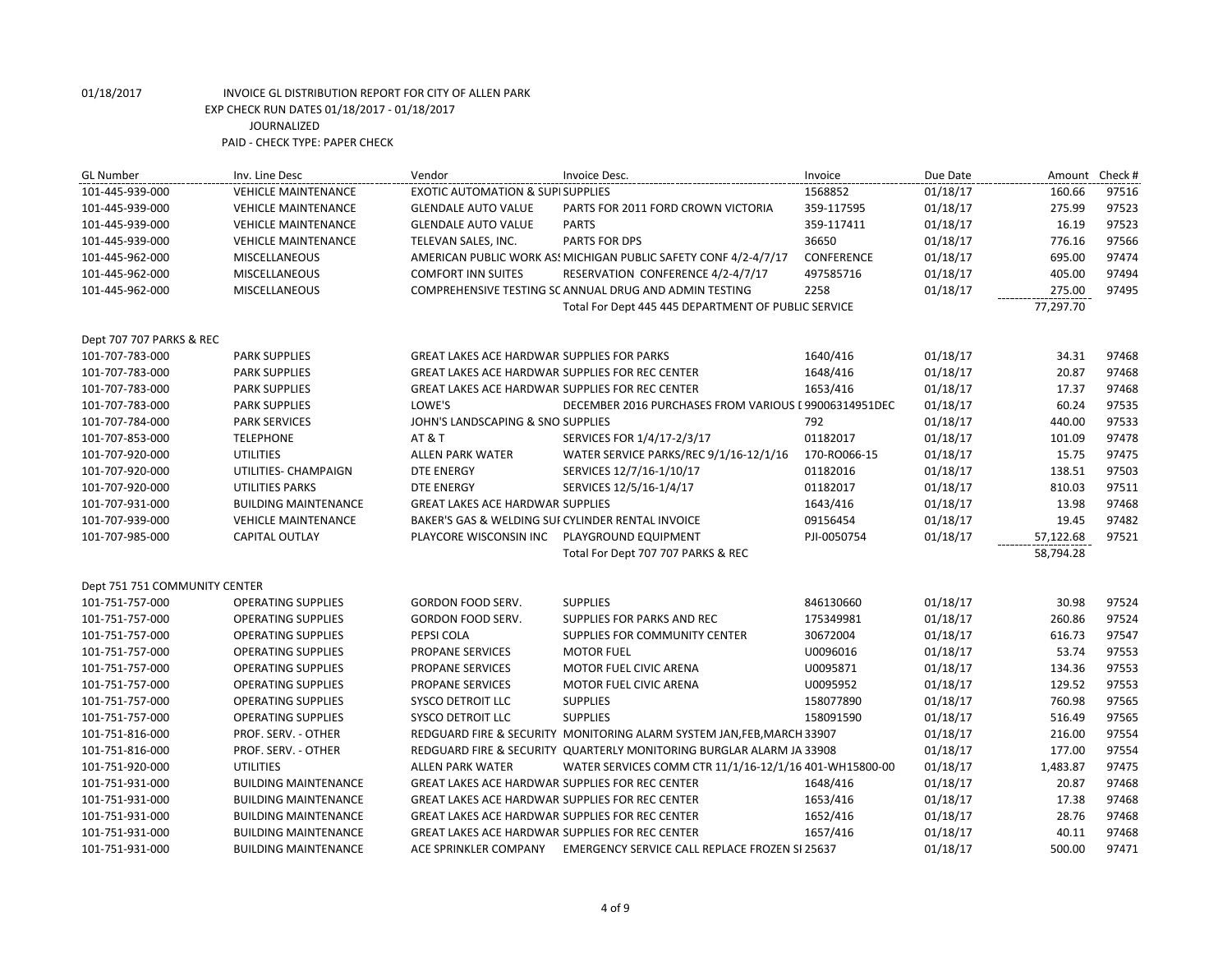01/18/2017 INVOICE GL DISTRIBUTION REPORT FOR CITY OF ALLEN PARK
EXP CHECK RUN DATES 01/18/2017 - 01/18/2017
JOURNALIZED
PAID - CHECK TYPE: PAPER CHECK

| GL Number | Inv. Line Desc | Vendor | Invoice Desc. | Invoice | Due Date | Amount | Check # |
|---|---|---|---|---|---|---|---|
| 101-445-939-000 | VEHICLE MAINTENANCE | EXOTIC AUTOMATION & SUPI SUPPLIES | | 1568852 | 01/18/17 | 160.66 | 97516 |
| 101-445-939-000 | VEHICLE MAINTENANCE | GLENDALE AUTO VALUE | PARTS FOR 2011 FORD CROWN VICTORIA | 359-117595 | 01/18/17 | 275.99 | 97523 |
| 101-445-939-000 | VEHICLE MAINTENANCE | GLENDALE AUTO VALUE | PARTS | 359-117411 | 01/18/17 | 16.19 | 97523 |
| 101-445-939-000 | VEHICLE MAINTENANCE | TELEVAN SALES, INC. | PARTS FOR DPS | 36650 | 01/18/17 | 776.16 | 97566 |
| 101-445-962-000 | MISCELLANEOUS | AMERICAN PUBLIC WORK AS! MICHIGAN PUBLIC SAFETY CONF 4/2-4/7/17 | | CONFERENCE | 01/18/17 | 695.00 | 97474 |
| 101-445-962-000 | MISCELLANEOUS | COMFORT INN SUITES | RESERVATION CONFERENCE 4/2-4/7/17 | 497585716 | 01/18/17 | 405.00 | 97494 |
| 101-445-962-000 | MISCELLANEOUS | COMPREHENSIVE TESTING SC ANNUAL DRUG AND ADMIN TESTING | | 2258 | 01/18/17 | 275.00 | 97495 |
| | | | Total For Dept 445 445 DEPARTMENT OF PUBLIC SERVICE | | | 77,297.70 | |
| Dept 707 707 PARKS & REC | | | | | | | |
| 101-707-783-000 | PARK SUPPLIES | GREAT LAKES ACE HARDWAR SUPPLIES FOR PARKS | | 1640/416 | 01/18/17 | 34.31 | 97468 |
| 101-707-783-000 | PARK SUPPLIES | GREAT LAKES ACE HARDWAR SUPPLIES FOR REC CENTER | | 1648/416 | 01/18/17 | 20.87 | 97468 |
| 101-707-783-000 | PARK SUPPLIES | GREAT LAKES ACE HARDWAR SUPPLIES FOR REC CENTER | | 1653/416 | 01/18/17 | 17.37 | 97468 |
| 101-707-783-000 | PARK SUPPLIES | LOWE'S | DECEMBER 2016 PURCHASES FROM VARIOUS [ 99006314951DEC | | 01/18/17 | 60.24 | 97535 |
| 101-707-784-000 | PARK SERVICES | JOHN'S LANDSCAPING & SNO SUPPLIES | | 792 | 01/18/17 | 440.00 | 97533 |
| 101-707-853-000 | TELEPHONE | AT & T | SERVICES FOR 1/4/17-2/3/17 | 01182017 | 01/18/17 | 101.09 | 97478 |
| 101-707-920-000 | UTILITIES | ALLEN PARK WATER | WATER SERVICE PARKS/REC 9/1/16-12/1/16 | 170-RO066-15 | 01/18/17 | 15.75 | 97475 |
| 101-707-920-000 | UTILITIES- CHAMPAIGN | DTE ENERGY | SERVICES 12/7/16-1/10/17 | 01182016 | 01/18/17 | 138.51 | 97503 |
| 101-707-920-000 | UTILITIES PARKS | DTE ENERGY | SERVICES 12/5/16-1/4/17 | 01182017 | 01/18/17 | 810.03 | 97511 |
| 101-707-931-000 | BUILDING MAINTENANCE | GREAT LAKES ACE HARDWAR SUPPLIES | | 1643/416 | 01/18/17 | 13.98 | 97468 |
| 101-707-939-000 | VEHICLE MAINTENANCE | BAKER'S GAS & WELDING SUI CYLINDER RENTAL INVOICE | | 09156454 | 01/18/17 | 19.45 | 97482 |
| 101-707-985-000 | CAPITAL OUTLAY | PLAYCORE WISCONSIN INC | PLAYGROUND EQUIPMENT | PJI-0050754 | 01/18/17 | 57,122.68 | 97521 |
| | | | Total For Dept 707 707 PARKS & REC | | | 58,794.28 | |
| Dept 751 751 COMMUNITY CENTER | | | | | | | |
| 101-751-757-000 | OPERATING SUPPLIES | GORDON FOOD SERV. | SUPPLIES | 846130660 | 01/18/17 | 30.98 | 97524 |
| 101-751-757-000 | OPERATING SUPPLIES | GORDON FOOD SERV. | SUPPLIES FOR PARKS AND REC | 175349981 | 01/18/17 | 260.86 | 97524 |
| 101-751-757-000 | OPERATING SUPPLIES | PEPSI COLA | SUPPLIES FOR COMMUNITY CENTER | 30672004 | 01/18/17 | 616.73 | 97547 |
| 101-751-757-000 | OPERATING SUPPLIES | PROPANE SERVICES | MOTOR FUEL | U0096016 | 01/18/17 | 53.74 | 97553 |
| 101-751-757-000 | OPERATING SUPPLIES | PROPANE SERVICES | MOTOR FUEL CIVIC ARENA | U0095871 | 01/18/17 | 134.36 | 97553 |
| 101-751-757-000 | OPERATING SUPPLIES | PROPANE SERVICES | MOTOR FUEL CIVIC ARENA | U0095952 | 01/18/17 | 129.52 | 97553 |
| 101-751-757-000 | OPERATING SUPPLIES | SYSCO DETROIT LLC | SUPPLIES | 158077890 | 01/18/17 | 760.98 | 97565 |
| 101-751-757-000 | OPERATING SUPPLIES | SYSCO DETROIT LLC | SUPPLIES | 158091590 | 01/18/17 | 516.49 | 97565 |
| 101-751-816-000 | PROF. SERV. - OTHER | REDGUARD FIRE & SECURITY | MONITORING ALARM SYSTEM JAN,FEB,MARCH 33907 | | 01/18/17 | 216.00 | 97554 |
| 101-751-816-000 | PROF. SERV. - OTHER | REDGUARD FIRE & SECURITY | QUARTERLY MONITORING BURGLAR ALARM JA 33908 | | 01/18/17 | 177.00 | 97554 |
| 101-751-920-000 | UTILITIES | ALLEN PARK WATER | WATER SERVICES COMM CTR 11/1/16-12/1/16 401-WH15800-00 | | 01/18/17 | 1,483.87 | 97475 |
| 101-751-931-000 | BUILDING MAINTENANCE | GREAT LAKES ACE HARDWAR SUPPLIES FOR REC CENTER | | 1648/416 | 01/18/17 | 20.87 | 97468 |
| 101-751-931-000 | BUILDING MAINTENANCE | GREAT LAKES ACE HARDWAR SUPPLIES FOR REC CENTER | | 1653/416 | 01/18/17 | 17.38 | 97468 |
| 101-751-931-000 | BUILDING MAINTENANCE | GREAT LAKES ACE HARDWAR SUPPLIES FOR REC CENTER | | 1652/416 | 01/18/17 | 28.76 | 97468 |
| 101-751-931-000 | BUILDING MAINTENANCE | GREAT LAKES ACE HARDWAR SUPPLIES FOR REC CENTER | | 1657/416 | 01/18/17 | 40.11 | 97468 |
| 101-751-931-000 | BUILDING MAINTENANCE | ACE SPRINKLER COMPANY | EMERGENCY SERVICE CALL REPLACE FROZEN SI 25637 | | 01/18/17 | 500.00 | 97471 |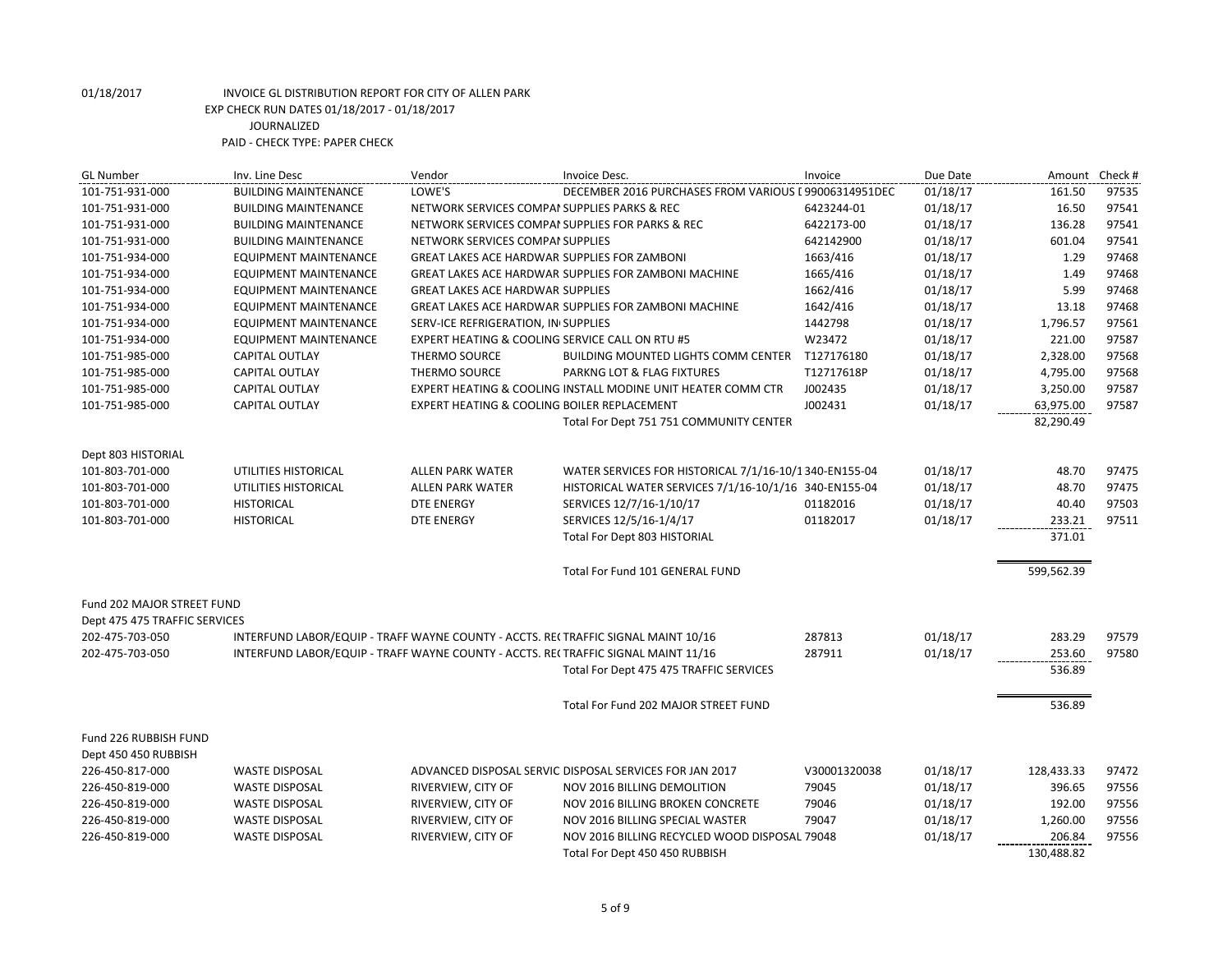01/18/2017 INVOICE GL DISTRIBUTION REPORT FOR CITY OF ALLEN PARK
EXP CHECK RUN DATES 01/18/2017 - 01/18/2017
JOURNALIZED
PAID - CHECK TYPE: PAPER CHECK

| GL Number | Inv. Line Desc | Vendor | Invoice Desc. | Invoice | Due Date | Amount | Check # |
|---|---|---|---|---|---|---|---|
| 101-751-931-000 | BUILDING MAINTENANCE | LOWE'S | DECEMBER 2016 PURCHASES FROM VARIOUS [ | 99006314951DEC | 01/18/17 | 161.50 | 97535 |
| 101-751-931-000 | BUILDING MAINTENANCE | NETWORK SERVICES COMPAI | SUPPLIES PARKS & REC | 6423244-01 | 01/18/17 | 16.50 | 97541 |
| 101-751-931-000 | BUILDING MAINTENANCE | NETWORK SERVICES COMPAI | SUPPLIES FOR PARKS & REC | 6422173-00 | 01/18/17 | 136.28 | 97541 |
| 101-751-931-000 | BUILDING MAINTENANCE | NETWORK SERVICES COMPAI | SUPPLIES | 642142900 | 01/18/17 | 601.04 | 97541 |
| 101-751-934-000 | EQUIPMENT MAINTENANCE | GREAT LAKES ACE HARDWAR | SUPPLIES FOR ZAMBONI | 1663/416 | 01/18/17 | 1.29 | 97468 |
| 101-751-934-000 | EQUIPMENT MAINTENANCE | GREAT LAKES ACE HARDWAR | SUPPLIES FOR ZAMBONI MACHINE | 1665/416 | 01/18/17 | 1.49 | 97468 |
| 101-751-934-000 | EQUIPMENT MAINTENANCE | GREAT LAKES ACE HARDWAR | SUPPLIES | 1662/416 | 01/18/17 | 5.99 | 97468 |
| 101-751-934-000 | EQUIPMENT MAINTENANCE | GREAT LAKES ACE HARDWAR | SUPPLIES FOR ZAMBONI MACHINE | 1642/416 | 01/18/17 | 13.18 | 97468 |
| 101-751-934-000 | EQUIPMENT MAINTENANCE | SERV-ICE REFRIGERATION, IN | SUPPLIES | 1442798 | 01/18/17 | 1,796.57 | 97561 |
| 101-751-934-000 | EQUIPMENT MAINTENANCE | EXPERT HEATING & COOLING | SERVICE CALL ON RTU #5 | W23472 | 01/18/17 | 221.00 | 97587 |
| 101-751-985-000 | CAPITAL OUTLAY | THERMO SOURCE | BUILDING MOUNTED LIGHTS COMM CENTER | T127176180 | 01/18/17 | 2,328.00 | 97568 |
| 101-751-985-000 | CAPITAL OUTLAY | THERMO SOURCE | PARKNG LOT & FLAG FIXTURES | T12717618P | 01/18/17 | 4,795.00 | 97568 |
| 101-751-985-000 | CAPITAL OUTLAY | EXPERT HEATING & COOLING | INSTALL MODINE UNIT HEATER COMM CTR | J002435 | 01/18/17 | 3,250.00 | 97587 |
| 101-751-985-000 | CAPITAL OUTLAY | EXPERT HEATING & COOLING | BOILER REPLACEMENT | J002431 | 01/18/17 | 63,975.00 | 97587 |
| | | | Total For Dept 751 751 COMMUNITY CENTER | | | 82,290.49 | |
| Dept 803 HISTORIAL | | | | | | | |
| 101-803-701-000 | UTILITIES HISTORICAL | ALLEN PARK WATER | WATER SERVICES FOR HISTORICAL 7/1/16-10/1 | 340-EN155-04 | 01/18/17 | 48.70 | 97475 |
| 101-803-701-000 | UTILITIES HISTORICAL | ALLEN PARK WATER | HISTORICAL WATER SERVICES 7/1/16-10/1/16 | 340-EN155-04 | 01/18/17 | 48.70 | 97475 |
| 101-803-701-000 | HISTORICAL | DTE ENERGY | SERVICES 12/7/16-1/10/17 | 01182016 | 01/18/17 | 40.40 | 97503 |
| 101-803-701-000 | HISTORICAL | DTE ENERGY | SERVICES 12/5/16-1/4/17 | 01182017 | 01/18/17 | 233.21 | 97511 |
| | | | Total For Dept 803 HISTORIAL | | | 371.01 | |
| | | | Total For Fund 101 GENERAL FUND | | | 599,562.39 | |
| Fund 202 MAJOR STREET FUND | | | | | | | |
| Dept 475 475 TRAFFIC SERVICES | | | | | | | |
| 202-475-703-050 | INTERFUND LABOR/EQUIP - TRAFF | WAYNE COUNTY - ACCTS. RE( | TRAFFIC SIGNAL MAINT 10/16 | 287813 | 01/18/17 | 283.29 | 97579 |
| 202-475-703-050 | INTERFUND LABOR/EQUIP - TRAFF | WAYNE COUNTY - ACCTS. RE( | TRAFFIC SIGNAL MAINT 11/16 | 287911 | 01/18/17 | 253.60 | 97580 |
| | | | Total For Dept 475 475 TRAFFIC SERVICES | | | 536.89 | |
| | | | Total For Fund 202 MAJOR STREET FUND | | | 536.89 | |
| Fund 226 RUBBISH FUND | | | | | | | |
| Dept 450 450 RUBBISH | | | | | | | |
| 226-450-817-000 | WASTE DISPOSAL | ADVANCED DISPOSAL SERVIC | DISPOSAL SERVICES FOR JAN 2017 | V30001320038 | 01/18/17 | 128,433.33 | 97472 |
| 226-450-819-000 | WASTE DISPOSAL | RIVERVIEW, CITY OF | NOV 2016 BILLING DEMOLITION | 79045 | 01/18/17 | 396.65 | 97556 |
| 226-450-819-000 | WASTE DISPOSAL | RIVERVIEW, CITY OF | NOV 2016 BILLING BROKEN CONCRETE | 79046 | 01/18/17 | 192.00 | 97556 |
| 226-450-819-000 | WASTE DISPOSAL | RIVERVIEW, CITY OF | NOV 2016 BILLING SPECIAL WASTER | 79047 | 01/18/17 | 1,260.00 | 97556 |
| 226-450-819-000 | WASTE DISPOSAL | RIVERVIEW, CITY OF | NOV 2016 BILLING RECYCLED WOOD DISPOSAL | 79048 | 01/18/17 | 206.84 | 97556 |
| | | | Total For Dept 450 450 RUBBISH | | | 130,488.82 | |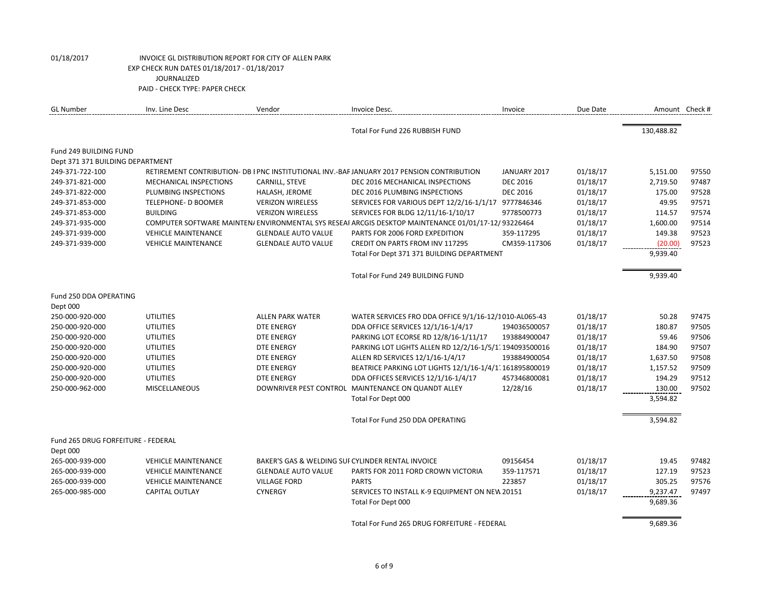01/18/2017 INVOICE GL DISTRIBUTION REPORT FOR CITY OF ALLEN PARK
EXP CHECK RUN DATES 01/18/2017 - 01/18/2017
JOURNALIZED
PAID - CHECK TYPE: PAPER CHECK

| GL Number | Inv. Line Desc | Vendor | Invoice Desc. | Invoice | Due Date | Amount | Check # |
|---|---|---|---|---|---|---|---|
| | | | Total For Fund 226 RUBBISH FUND | | | 130,488.82 | |
| Fund 249 BUILDING FUND | | | | | | | |
| Dept 371 371 BUILDING DEPARTMENT | | | | | | | |
| 249-371-722-100 | RETIREMENT CONTRIBUTION- DB I | PNC INSTITUTIONAL INV.-BAF | JANUARY 2017 PENSION CONTRIBUTION | JANUARY 2017 | 01/18/17 | 5,151.00 | 97550 |
| 249-371-821-000 | MECHANICAL INSPECTIONS | CARNILL, STEVE | DEC 2016 MECHANICAL INSPECTIONS | DEC 2016 | 01/18/17 | 2,719.50 | 97487 |
| 249-371-822-000 | PLUMBING INSPECTIONS | HALASH, JEROME | DEC 2016 PLUMBING INSPECTIONS | DEC 2016 | 01/18/17 | 175.00 | 97528 |
| 249-371-853-000 | TELEPHONE- D BOOMER | VERIZON WIRELESS | SERVICES FOR VARIOUS DEPT 12/2/16-1/1/17 | 9777846346 | 01/18/17 | 49.95 | 97571 |
| 249-371-853-000 | BUILDING | VERIZON WIRELESS | SERVICES FOR BLDG 12/11/16-1/10/17 | 9778500773 | 01/18/17 | 114.57 | 97574 |
| 249-371-935-000 | COMPUTER SOFTWARE MAINTEN/ | ENVIRONMENTAL SYS RESEAI | ARCGIS DESKTOP MAINTENANCE 01/01/17-12/ | 93226464 | 01/18/17 | 1,600.00 | 97514 |
| 249-371-939-000 | VEHICLE MAINTENANCE | GLENDALE AUTO VALUE | PARTS FOR 2006 FORD EXPEDITION | 359-117295 | 01/18/17 | 149.38 | 97523 |
| 249-371-939-000 | VEHICLE MAINTENANCE | GLENDALE AUTO VALUE | CREDIT ON PARTS FROM INV 117295 | CM359-117306 | 01/18/17 | (20.00) | 97523 |
| | | | Total For Dept 371 371 BUILDING DEPARTMENT | | | 9,939.40 | |
| | | | Total For Fund 249 BUILDING FUND | | | 9,939.40 | |
| Fund 250 DDA OPERATING | | | | | | | |
| Dept 000 | | | | | | | |
| 250-000-920-000 | UTILITIES | ALLEN PARK WATER | WATER SERVICES FRO DDA OFFICE 9/1/16-12/1 | 010-AL065-43 | 01/18/17 | 50.28 | 97475 |
| 250-000-920-000 | UTILITIES | DTE ENERGY | DDA OFFICE SERVICES 12/1/16-1/4/17 | 194036500057 | 01/18/17 | 180.87 | 97505 |
| 250-000-920-000 | UTILITIES | DTE ENERGY | PARKING LOT ECORSE RD 12/8/16-1/11/17 | 193884900047 | 01/18/17 | 59.46 | 97506 |
| 250-000-920-000 | UTILITIES | DTE ENERGY | PARKING LOT LIGHTS ALLEN RD 12/2/16-1/5/1 | 194093500016 | 01/18/17 | 184.90 | 97507 |
| 250-000-920-000 | UTILITIES | DTE ENERGY | ALLEN RD SERVICES 12/1/16-1/4/17 | 193884900054 | 01/18/17 | 1,637.50 | 97508 |
| 250-000-920-000 | UTILITIES | DTE ENERGY | BEATRICE PARKING LOT LIGHTS 12/1/16-1/4/1 | 161895800019 | 01/18/17 | 1,157.52 | 97509 |
| 250-000-920-000 | UTILITIES | DTE ENERGY | DDA OFFICES SERVICES 12/1/16-1/4/17 | 457346800081 | 01/18/17 | 194.29 | 97512 |
| 250-000-962-000 | MISCELLANEOUS | DOWNRIVER PEST CONTROL | MAINTENANCE ON QUANDT ALLEY | 12/28/16 | 01/18/17 | 130.00 | 97502 |
| | | | Total For Dept 000 | | | 3,594.82 | |
| | | | Total For Fund 250 DDA OPERATING | | | 3,594.82 | |
| Fund 265 DRUG FORFEITURE - FEDERAL | | | | | | | |
| Dept 000 | | | | | | | |
| 265-000-939-000 | VEHICLE MAINTENANCE | BAKER'S GAS & WELDING SUI | CYLINDER RENTAL INVOICE | 09156454 | 01/18/17 | 19.45 | 97482 |
| 265-000-939-000 | VEHICLE MAINTENANCE | GLENDALE AUTO VALUE | PARTS FOR 2011 FORD CROWN VICTORIA | 359-117571 | 01/18/17 | 127.19 | 97523 |
| 265-000-939-000 | VEHICLE MAINTENANCE | VILLAGE FORD | PARTS | 223857 | 01/18/17 | 305.25 | 97576 |
| 265-000-985-000 | CAPITAL OUTLAY | CYNERGY | SERVICES TO INSTALL K-9 EQUIPMENT ON NEW | 20151 | 01/18/17 | 9,237.47 | 97497 |
| | | | Total For Dept 000 | | | 9,689.36 | |
| | | | Total For Fund 265 DRUG FORFEITURE - FEDERAL | | | 9,689.36 | |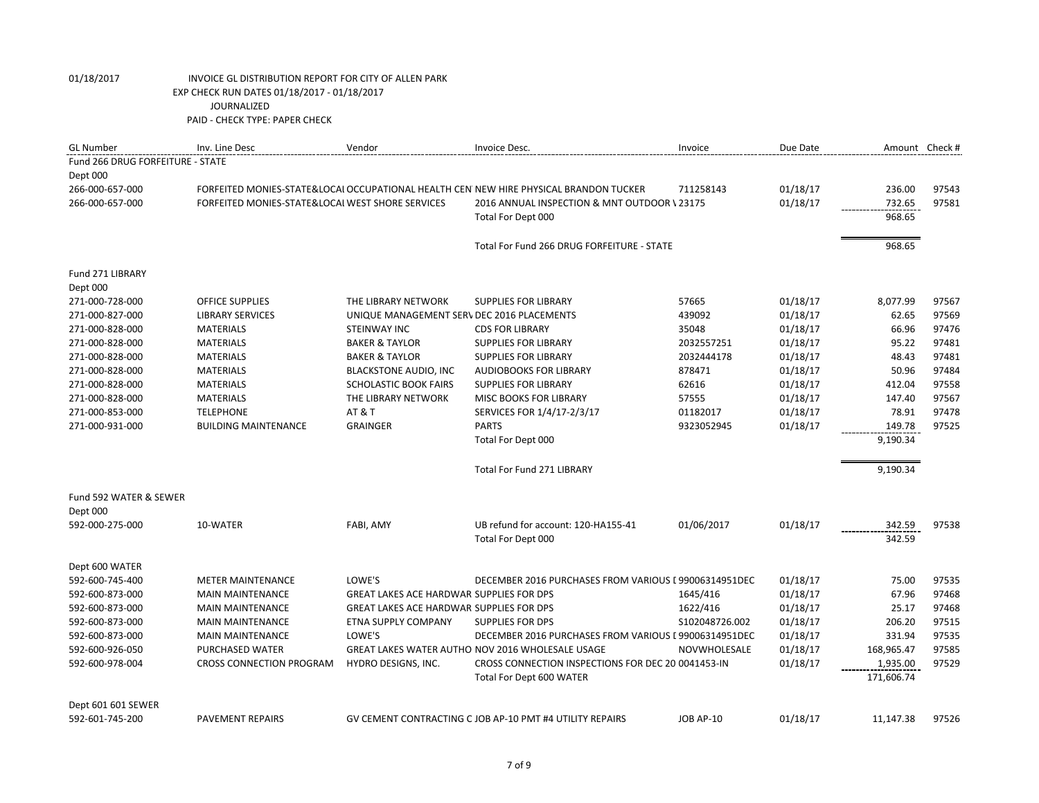01/18/2017 INVOICE GL DISTRIBUTION REPORT FOR CITY OF ALLEN PARK
EXP CHECK RUN DATES 01/18/2017 - 01/18/2017
JOURNALIZED
PAID - CHECK TYPE: PAPER CHECK

| GL Number | Inv. Line Desc | Vendor | Invoice Desc. | Invoice | Due Date | Amount | Check # |
|---|---|---|---|---|---|---|---|
| Fund 266 DRUG FORFEITURE - STATE | | | | | | | |
| Dept 000 | | | | | | | |
| 266-000-657-000 | FORFEITED MONIES-STATE&LOCAL | OCCUPATIONAL HEALTH CEN | NEW HIRE PHYSICAL BRANDON TUCKER | 711258143 | 01/18/17 | 236.00 | 97543 |
| 266-000-657-000 | FORFEITED MONIES-STATE&LOCAL | WEST SHORE SERVICES | 2016 ANNUAL INSPECTION & MNT OUTDOOR \ | 23175 | 01/18/17 | 732.65 | 97581 |
| | | | Total For Dept 000 | | | 968.65 | |
| | | | Total For Fund 266 DRUG FORFEITURE - STATE | | | 968.65 | |
| Fund 271 LIBRARY | | | | | | | |
| Dept 000 | | | | | | | |
| 271-000-728-000 | OFFICE SUPPLIES | THE LIBRARY NETWORK | SUPPLIES FOR LIBRARY | 57665 | 01/18/17 | 8,077.99 | 97567 |
| 271-000-827-000 | LIBRARY SERVICES | UNIQUE MANAGEMENT SERV | DEC 2016 PLACEMENTS | 439092 | 01/18/17 | 62.65 | 97569 |
| 271-000-828-000 | MATERIALS | STEINWAY INC | CDS FOR LIBRARY | 35048 | 01/18/17 | 66.96 | 97476 |
| 271-000-828-000 | MATERIALS | BAKER & TAYLOR | SUPPLIES FOR LIBRARY | 2032557251 | 01/18/17 | 95.22 | 97481 |
| 271-000-828-000 | MATERIALS | BAKER & TAYLOR | SUPPLIES FOR LIBRARY | 2032444178 | 01/18/17 | 48.43 | 97481 |
| 271-000-828-000 | MATERIALS | BLACKSTONE AUDIO, INC | AUDIOBOOKS FOR LIBRARY | 878471 | 01/18/17 | 50.96 | 97484 |
| 271-000-828-000 | MATERIALS | SCHOLASTIC BOOK FAIRS | SUPPLIES FOR LIBRARY | 62616 | 01/18/17 | 412.04 | 97558 |
| 271-000-828-000 | MATERIALS | THE LIBRARY NETWORK | MISC BOOKS FOR LIBRARY | 57555 | 01/18/17 | 147.40 | 97567 |
| 271-000-853-000 | TELEPHONE | AT & T | SERVICES FOR 1/4/17-2/3/17 | 01182017 | 01/18/17 | 78.91 | 97478 |
| 271-000-931-000 | BUILDING MAINTENANCE | GRAINGER | PARTS | 9323052945 | 01/18/17 | 149.78 | 97525 |
| | | | Total For Dept 000 | | | 9,190.34 | |
| | | | Total For Fund 271 LIBRARY | | | 9,190.34 | |
| Fund 592 WATER & SEWER | | | | | | | |
| Dept 000 | | | | | | | |
| 592-000-275-000 | 10-WATER | FABI, AMY | UB refund for account: 120-HA155-41 | 01/06/2017 | 01/18/17 | 342.59 | 97538 |
| | | | Total For Dept 000 | | | 342.59 | |
| Dept 600 WATER | | | | | | | |
| 592-600-745-400 | METER MAINTENANCE | LOWE'S | DECEMBER 2016 PURCHASES FROM VARIOUS [ | 99006314951DEC | 01/18/17 | 75.00 | 97535 |
| 592-600-873-000 | MAIN MAINTENANCE | GREAT LAKES ACE HARDWAR | SUPPLIES FOR DPS | 1645/416 | 01/18/17 | 67.96 | 97468 |
| 592-600-873-000 | MAIN MAINTENANCE | GREAT LAKES ACE HARDWAR | SUPPLIES FOR DPS | 1622/416 | 01/18/17 | 25.17 | 97468 |
| 592-600-873-000 | MAIN MAINTENANCE | ETNA SUPPLY COMPANY | SUPPLIES FOR DPS | S102048726.002 | 01/18/17 | 206.20 | 97515 |
| 592-600-873-000 | MAIN MAINTENANCE | LOWE'S | DECEMBER 2016 PURCHASES FROM VARIOUS [ | 99006314951DEC | 01/18/17 | 331.94 | 97535 |
| 592-600-926-050 | PURCHASED WATER | GREAT LAKES WATER AUTHO | NOV 2016 WHOLESALE USAGE | NOVWHOLESALE | 01/18/17 | 168,965.47 | 97585 |
| 592-600-978-004 | CROSS CONNECTION PROGRAM | HYDRO DESIGNS, INC. | CROSS CONNECTION INSPECTIONS FOR DEC 20 | 0041453-IN | 01/18/17 | 1,935.00 | 97529 |
| | | | Total For Dept 600 WATER | | | 171,606.74 | |
| Dept 601 601 SEWER | | | | | | | |
| 592-601-745-200 | PAVEMENT REPAIRS | GV CEMENT CONTRACTING C | JOB AP-10 PMT #4 UTILITY REPAIRS | JOB AP-10 | 01/18/17 | 11,147.38 | 97526 |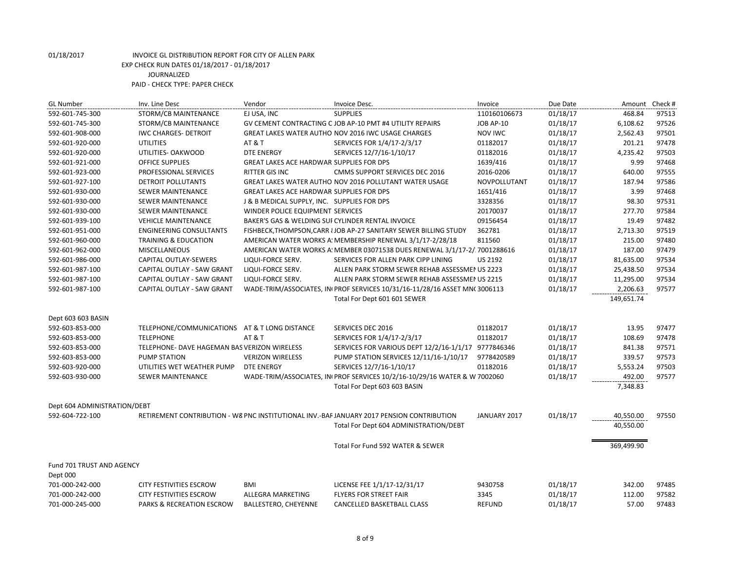01/18/2017 INVOICE GL DISTRIBUTION REPORT FOR CITY OF ALLEN PARK
EXP CHECK RUN DATES 01/18/2017 - 01/18/2017
JOURNALIZED
PAID - CHECK TYPE: PAPER CHECK

| GL Number | Inv. Line Desc | Vendor | Invoice Desc. | Invoice | Due Date | Amount | Check # |
|---|---|---|---|---|---|---|---|
| 592-601-745-300 | STORM/CB MAINTENANCE | EJ USA, INC | SUPPLIES | 110160106673 | 01/18/17 | 468.84 | 97513 |
| 592-601-745-300 | STORM/CB MAINTENANCE | GV CEMENT CONTRACTING C | JOB AP-10 PMT #4 UTILITY REPAIRS | JOB AP-10 | 01/18/17 | 6,108.62 | 97526 |
| 592-601-908-000 | IWC CHARGES- DETROIT | GREAT LAKES WATER AUTHO | NOV 2016 IWC USAGE CHARGES | NOV IWC | 01/18/17 | 2,562.43 | 97501 |
| 592-601-920-000 | UTILITIES | AT & T | SERVICES FOR 1/4/17-2/3/17 | 01182017 | 01/18/17 | 201.21 | 97478 |
| 592-601-920-000 | UTILITIES- OAKWOOD | DTE ENERGY | SERVICES 12/7/16-1/10/17 | 01182016 | 01/18/17 | 4,235.42 | 97503 |
| 592-601-921-000 | OFFICE SUPPLIES | GREAT LAKES ACE HARDWAR | SUPPLIES FOR DPS | 1639/416 | 01/18/17 | 9.99 | 97468 |
| 592-601-923-000 | PROFESSIONAL SERVICES | RITTER GIS INC | CMMS SUPPORT SERVICES DEC 2016 | 2016-0206 | 01/18/17 | 640.00 | 97555 |
| 592-601-927-100 | DETROIT POLLUTANTS | GREAT LAKES WATER AUTHO | NOV 2016 POLLUTANT WATER USAGE | NOVPOLLUTANT | 01/18/17 | 187.94 | 97586 |
| 592-601-930-000 | SEWER MAINTENANCE | GREAT LAKES ACE HARDWAR | SUPPLIES FOR DPS | 1651/416 | 01/18/17 | 3.99 | 97468 |
| 592-601-930-000 | SEWER MAINTENANCE | J & B MEDICAL SUPPLY, INC. | SUPPLIES FOR DPS | 3328356 | 01/18/17 | 98.30 | 97531 |
| 592-601-930-000 | SEWER MAINTENANCE | WINDER POLICE EQUIPMENT | SERVICES | 20170037 | 01/18/17 | 277.70 | 97584 |
| 592-601-939-100 | VEHICLE MAINTENANCE | BAKER'S GAS & WELDING SUI | CYLINDER RENTAL INVOICE | 09156454 | 01/18/17 | 19.49 | 97482 |
| 592-601-951-000 | ENGINEERING CONSULTANTS | FISHBECK,THOMPSON,CARR { | JOB AP-27 SANITARY SEWER BILLING STUDY | 362781 | 01/18/17 | 2,713.30 | 97519 |
| 592-601-960-000 | TRAINING & EDUCATION | AMERICAN WATER WORKS A: | MEMBERSHIP RENEWAL 3/1/17-2/28/18 | 811560 | 01/18/17 | 215.00 | 97480 |
| 592-601-962-000 | MISCELLANEOUS | AMERICAN WATER WORKS A: | MEMBER 03071538 DUES RENEWAL 3/1/17-2/ | 7001288616 | 01/18/17 | 187.00 | 97479 |
| 592-601-986-000 | CAPITAL OUTLAY-SEWERS | LIQUI-FORCE SERV. | SERVICES FOR ALLEN PARK CIPP LINING | US 2192 | 01/18/17 | 81,635.00 | 97534 |
| 592-601-987-100 | CAPITAL OUTLAY - SAW GRANT | LIQUI-FORCE SERV. | ALLEN PARK STORM SEWER REHAB ASSESSMEI | US 2223 | 01/18/17 | 25,438.50 | 97534 |
| 592-601-987-100 | CAPITAL OUTLAY - SAW GRANT | LIQUI-FORCE SERV. | ALLEN PARK STORM SEWER REHAB ASSESSMEI | US 2215 | 01/18/17 | 11,295.00 | 97534 |
| 592-601-987-100 | CAPITAL OUTLAY - SAW GRANT | WADE-TRIM/ASSOCIATES, IN | PROF SERVICES 10/31/16-11/28/16 ASSET MN | 3006113 | 01/18/17 | 2,206.63 | 97577 |
| | | | Total For Dept 601 601 SEWER | | | 149,651.74 | |
| Dept 603 603 BASIN | | | | | | | |
| 592-603-853-000 | TELEPHONE/COMMUNICATIONS | AT & T LONG DISTANCE | SERVICES DEC 2016 | 01182017 | 01/18/17 | 13.95 | 97477 |
| 592-603-853-000 | TELEPHONE | AT & T | SERVICES FOR 1/4/17-2/3/17 | 01182017 | 01/18/17 | 108.69 | 97478 |
| 592-603-853-000 | TELEPHONE- DAVE HAGEMAN BAS | VERIZON WIRELESS | SERVICES FOR VARIOUS DEPT 12/2/16-1/1/17 | 9777846346 | 01/18/17 | 841.38 | 97571 |
| 592-603-853-000 | PUMP STATION | VERIZON WIRELESS | PUMP STATION SERVICES 12/11/16-1/10/17 | 9778420589 | 01/18/17 | 339.57 | 97573 |
| 592-603-920-000 | UTILITIES WET WEATHER PUMP | DTE ENERGY | SERVICES 12/7/16-1/10/17 | 01182016 | 01/18/17 | 5,553.24 | 97503 |
| 592-603-930-000 | SEWER MAINTENANCE | WADE-TRIM/ASSOCIATES, IN | PROF SERVICES 10/2/16-10/29/16 WATER & W | 7002060 | 01/18/17 | 492.00 | 97577 |
| | | | Total For Dept 603 603 BASIN | | | 7,348.83 | |
| Dept 604 ADMINISTRATION/DEBT | | | | | | | |
| 592-604-722-100 | RETIREMENT CONTRIBUTION - W8 | PNC INSTITUTIONAL INV.-BAF | JANUARY 2017 PENSION CONTRIBUTION | JANUARY 2017 | 01/18/17 | 40,550.00 | 97550 |
| | | | Total For Dept 604 ADMINISTRATION/DEBT | | | 40,550.00 | |
| | | | Total For Fund 592 WATER & SEWER | | | 369,499.90 | |
| Fund 701 TRUST AND AGENCY | | | | | | | |
| Dept 000 | | | | | | | |
| 701-000-242-000 | CITY FESTIVITIES ESCROW | BMI | LICENSE FEE 1/1/17-12/31/17 | 9430758 | 01/18/17 | 342.00 | 97485 |
| 701-000-242-000 | CITY FESTIVITIES ESCROW | ALLEGRA MARKETING | FLYERS FOR STREET FAIR | 3345 | 01/18/17 | 112.00 | 97582 |
| 701-000-245-000 | PARKS & RECREATION ESCROW | BALLESTERO, CHEYENNE | CANCELLED BASKETBALL CLASS | REFUND | 01/18/17 | 57.00 | 97483 |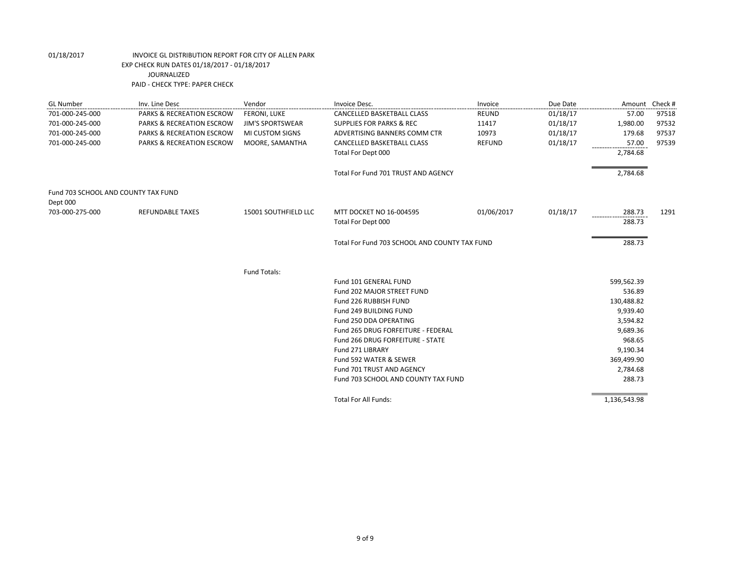01/18/2017 INVOICE GL DISTRIBUTION REPORT FOR CITY OF ALLEN PARK
EXP CHECK RUN DATES 01/18/2017 - 01/18/2017
JOURNALIZED
PAID - CHECK TYPE: PAPER CHECK

| GL Number | Inv. Line Desc | Vendor | Invoice Desc. | Invoice | Due Date | Amount | Check # |
|---|---|---|---|---|---|---|---|
| 701-000-245-000 | PARKS & RECREATION ESCROW | FERONI, LUKE | CANCELLED BASKETBALL CLASS | REUND | 01/18/17 | 57.00 | 97518 |
| 701-000-245-000 | PARKS & RECREATION ESCROW | JIM'S SPORTSWEAR | SUPPLIES FOR PARKS & REC | 11417 | 01/18/17 | 1,980.00 | 97532 |
| 701-000-245-000 | PARKS & RECREATION ESCROW | MI CUSTOM SIGNS | ADVERTISING BANNERS COMM CTR | 10973 | 01/18/17 | 179.68 | 97537 |
| 701-000-245-000 | PARKS & RECREATION ESCROW | MOORE, SAMANTHA | CANCELLED BASKETBALL CLASS | REFUND | 01/18/17 | 57.00 | 97539 |
| | | | Total For Dept 000 | | | 2,784.68 | |
| | | | Total For Fund 701 TRUST AND AGENCY | | | 2,784.68 | |
| Fund 703 SCHOOL AND COUNTY TAX FUND | | | | | | | |
| Dept 000 | | | | | | | |
| 703-000-275-000 | REFUNDABLE TAXES | 15001 SOUTHFIELD LLC | MTT DOCKET NO 16-004595 | 01/06/2017 | 01/18/17 | 288.73 | 1291 |
| | | | Total For Dept 000 | | | 288.73 | |
| | | | Total For Fund 703 SCHOOL AND COUNTY TAX FUND | | | 288.73 | |
| | | Fund Totals: | | | | | |
| | | | Fund 101 GENERAL FUND | | | 599,562.39 | |
| | | | Fund 202 MAJOR STREET FUND | | | 536.89 | |
| | | | Fund 226 RUBBISH FUND | | | 130,488.82 | |
| | | | Fund 249 BUILDING FUND | | | 9,939.40 | |
| | | | Fund 250 DDA OPERATING | | | 3,594.82 | |
| | | | Fund 265 DRUG FORFEITURE - FEDERAL | | | 9,689.36 | |
| | | | Fund 266 DRUG FORFEITURE - STATE | | | 968.65 | |
| | | | Fund 271 LIBRARY | | | 9,190.34 | |
| | | | Fund 592 WATER & SEWER | | | 369,499.90 | |
| | | | Fund 701 TRUST AND AGENCY | | | 2,784.68 | |
| | | | Fund 703 SCHOOL AND COUNTY TAX FUND | | | 288.73 | |
| | | | Total For All Funds: | | | 1,136,543.98 | |